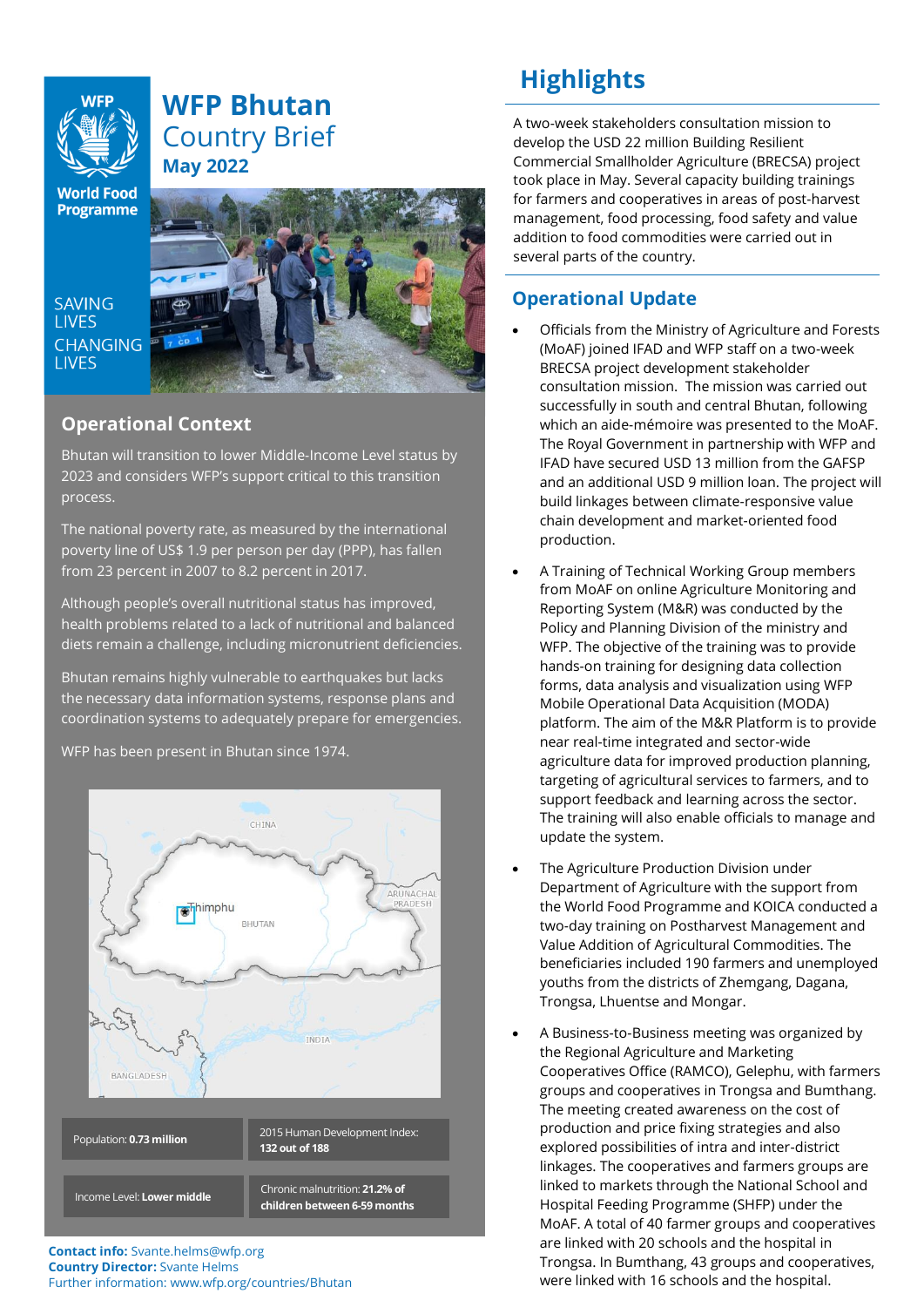# WFP Bhutan Country Brief

**May 2022**

SAVING LIVES CHANGING LIVES

## Operational Context

Bhutan will transition to lower Middle-Income Level status by 2023 and considers WFP's support critical to this transition process.

The national poverty rate, as measured by the international poverty line of US$ 1.9 per person per day (PPP), has fallen from 23 percent in 2007 to 8.2 percent in 2017.

Although people's overall nutritional status has improved, health problems related to a lack of nutritional and balanced diets remain a challenge, including micronutrient deficiencies.

Bhutan remains highly vulnerable to earthquakes but lacks the necessary data information systems, response plans and coordination systems to adequately prepare for emergencies.

WFP has been present in Bhutan since 1974.

| | |
|---|---|
| Population: **0.73 million** | 2015 Human Development Index: **132 out of 188** |
| Income Level: **Lower middle** | Chronic malnutrition: **21.2% of children between 6-59 months** |

**Contact info:** Svante.helms@wfp.org
**Country Director:** Svante Helms
Further information: www.wfp.org/countries/Bhutan

## Highlights

A two-week stakeholders consultation mission to develop the USD 22 million Building Resilient Commercial Smallholder Agriculture (BRECSA) project took place in May. Several capacity building trainings for farmers and cooperatives in areas of post-harvest management, food processing, food safety and value addition to food commodities were carried out in several parts of the country.

## Operational Update

- Officials from the Ministry of Agriculture and Forests (MoAF) joined IFAD and WFP staff on a two-week BRECSA project development stakeholder consultation mission. The mission was carried out successfully in south and central Bhutan, following which an aide-mémoire was presented to the MoAF. The Royal Government in partnership with WFP and IFAD have secured USD 13 million from the GAFSP and an additional USD 9 million loan. The project will build linkages between climate-responsive value chain development and market-oriented food production.

- A Training of Technical Working Group members from MoAF on online Agriculture Monitoring and Reporting System (M&R) was conducted by the Policy and Planning Division of the ministry and WFP. The objective of the training was to provide hands-on training for designing data collection forms, data analysis and visualization using WFP Mobile Operational Data Acquisition (MODA) platform. The aim of the M&R Platform is to provide near real-time integrated and sector-wide agriculture data for improved production planning, targeting of agricultural services to farmers, and to support feedback and learning across the sector. The training will also enable officials to manage and update the system.

- The Agriculture Production Division under Department of Agriculture with the support from the World Food Programme and KOICA conducted a two-day training on Postharvest Management and Value Addition of Agricultural Commodities. The beneficiaries included 190 farmers and unemployed youths from the districts of Zhemgang, Dagana, Trongsa, Lhuentse and Mongar.

- A Business-to-Business meeting was organized by the Regional Agriculture and Marketing Cooperatives Office (RAMCO), Gelephu, with farmers groups and cooperatives in Trongsa and Bumthang. The meeting created awareness on the cost of production and price fixing strategies and also explored possibilities of intra and inter-district linkages. The cooperatives and farmers groups are linked to markets through the National School and Hospital Feeding Programme (SHFP) under the MoAF. A total of 40 farmer groups and cooperatives are linked with 20 schools and the hospital in Trongsa. In Bumthang, 43 groups and cooperatives, were linked with 16 schools and the hospital.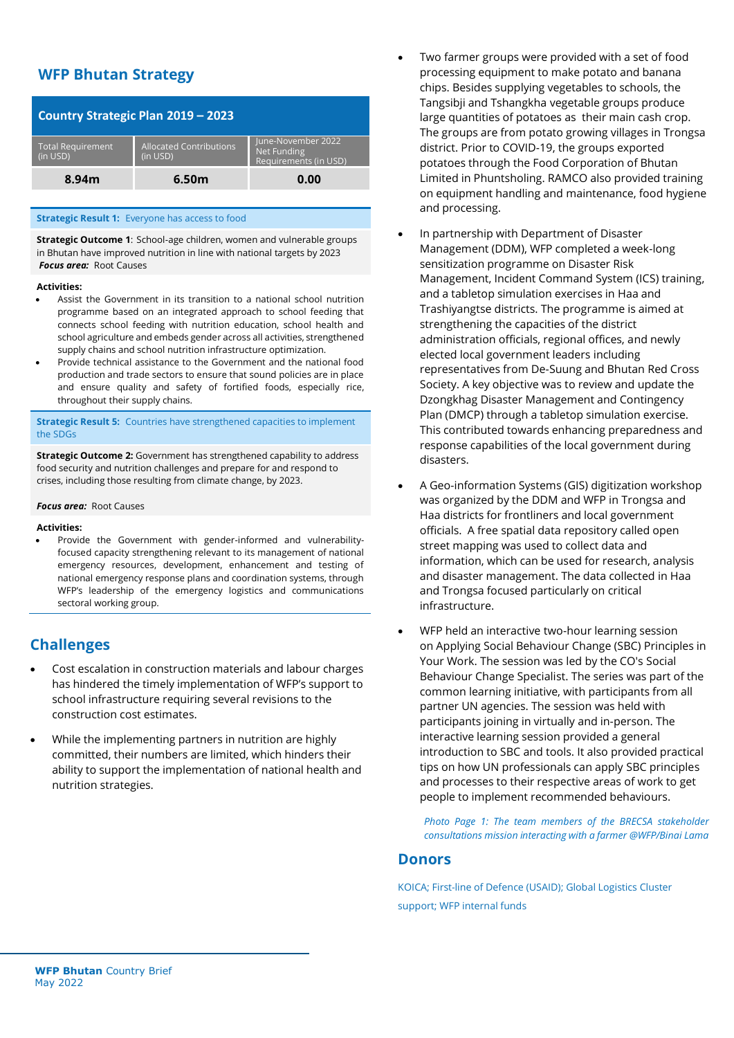## WFP Bhutan Strategy

### Country Strategic Plan 2019 – 2023

| Total Requirement (in USD) | Allocated Contributions (in USD) | June-November 2022 Net Funding Requirements (in USD) |
|---|---|---|
| 8.94m | 6.50m | 0.00 |

**Strategic Result 1:** Everyone has access to food

**Strategic Outcome 1**: School-age children, women and vulnerable groups in Bhutan have improved nutrition in line with national targets by 2023
***Focus area:*** Root Causes

**Activities:**

- Assist the Government in its transition to a national school nutrition programme based on an integrated approach to school feeding that connects school feeding with nutrition education, school health and school agriculture and embeds gender across all activities, strengthened supply chains and school nutrition infrastructure optimization.
- Provide technical assistance to the Government and the national food production and trade sectors to ensure that sound policies are in place and ensure quality and safety of fortified foods, especially rice, throughout their supply chains.

**Strategic Result 5:** Countries have strengthened capacities to implement the SDGs

**Strategic Outcome 2:** Government has strengthened capability to address food security and nutrition challenges and prepare for and respond to crises, including those resulting from climate change, by 2023.

***Focus area:*** Root Causes

**Activities:**

- Provide the Government with gender-informed and vulnerability-focused capacity strengthening relevant to its management of national emergency resources, development, enhancement and testing of national emergency response plans and coordination systems, through WFP's leadership of the emergency logistics and communications sectoral working group.

## Challenges

- Cost escalation in construction materials and labour charges has hindered the timely implementation of WFP's support to school infrastructure requiring several revisions to the construction cost estimates.
- While the implementing partners in nutrition are highly committed, their numbers are limited, which hinders their ability to support the implementation of national health and nutrition strategies.

- Two farmer groups were provided with a set of food processing equipment to make potato and banana chips. Besides supplying vegetables to schools, the Tangsibji and Tshangkha vegetable groups produce large quantities of potatoes as their main cash crop. The groups are from potato growing villages in Trongsa district. Prior to COVID-19, the groups exported potatoes through the Food Corporation of Bhutan Limited in Phuntsholing. RAMCO also provided training on equipment handling and maintenance, food hygiene and processing.
- In partnership with Department of Disaster Management (DDM), WFP completed a week-long sensitization programme on Disaster Risk Management, Incident Command System (ICS) training, and a tabletop simulation exercises in Haa and Trashiyangtse districts. The programme is aimed at strengthening the capacities of the district administration officials, regional offices, and newly elected local government leaders including representatives from De-Suung and Bhutan Red Cross Society. A key objective was to review and update the Dzongkhag Disaster Management and Contingency Plan (DMCP) through a tabletop simulation exercise. This contributed towards enhancing preparedness and response capabilities of the local government during disasters.
- A Geo-information Systems (GIS) digitization workshop was organized by the DDM and WFP in Trongsa and Haa districts for frontliners and local government officials. A free spatial data repository called open street mapping was used to collect data and information, which can be used for research, analysis and disaster management. The data collected in Haa and Trongsa focused particularly on critical infrastructure.
- WFP held an interactive two-hour learning session on Applying Social Behaviour Change (SBC) Principles in Your Work. The session was led by the CO's Social Behaviour Change Specialist. The series was part of the common learning initiative, with participants from all partner UN agencies. The session was held with participants joining in virtually and in-person. The interactive learning session provided a general introduction to SBC and tools. It also provided practical tips on how UN professionals can apply SBC principles and processes to their respective areas of work to get people to implement recommended behaviours.

*Photo Page 1: The team members of the BRECSA stakeholder consultations mission interacting with a farmer @WFP/Binai Lama*

## Donors

KOICA; First-line of Defence (USAID); Global Logistics Cluster support; WFP internal funds